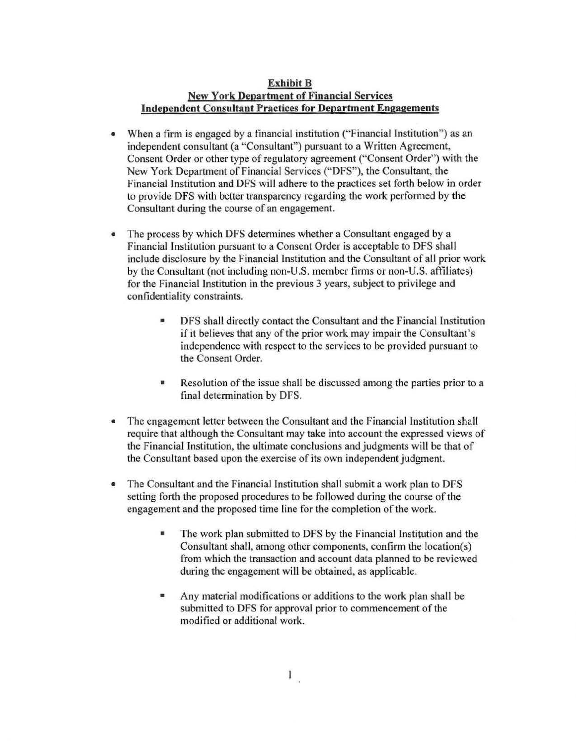**Exhibit B**
**New York Department of Financial Services**
**Independent Consultant Practices for Department Engagements**

- When a firm is engaged by a financial institution ("Financial Institution") as an independent consultant (a "Consultant") pursuant to a Written Agreement, Consent Order or other type of regulatory agreement ("Consent Order") with the New York Department of Financial Services ("DFS"), the Consultant, the Financial Institution and DFS will adhere to the practices set forth below in order to provide DFS with better transparency regarding the work performed by the Consultant during the course of an engagement.

- The process by which DFS determines whether a Consultant engaged by a Financial Institution pursuant to a Consent Order is acceptable to DFS shall include disclosure by the Financial Institution and the Consultant of all prior work by the Consultant (not including non-U.S. member firms or non-U.S. affiliates) for the Financial Institution in the previous 3 years, subject to privilege and confidentiality constraints.

    - DFS shall directly contact the Consultant and the Financial Institution if it believes that any of the prior work may impair the Consultant's independence with respect to the services to be provided pursuant to the Consent Order.

    - Resolution of the issue shall be discussed among the parties prior to a final determination by DFS.

- The engagement letter between the Consultant and the Financial Institution shall require that although the Consultant may take into account the expressed views of the Financial Institution, the ultimate conclusions and judgments will be that of the Consultant based upon the exercise of its own independent judgment.

- The Consultant and the Financial Institution shall submit a work plan to DFS setting forth the proposed procedures to be followed during the course of the engagement and the proposed time line for the completion of the work.

    - The work plan submitted to DFS by the Financial Institution and the Consultant shall, among other components, confirm the location(s) from which the transaction and account data planned to be reviewed during the engagement will be obtained, as applicable.

    - Any material modifications or additions to the work plan shall be submitted to DFS for approval prior to commencement of the modified or additional work.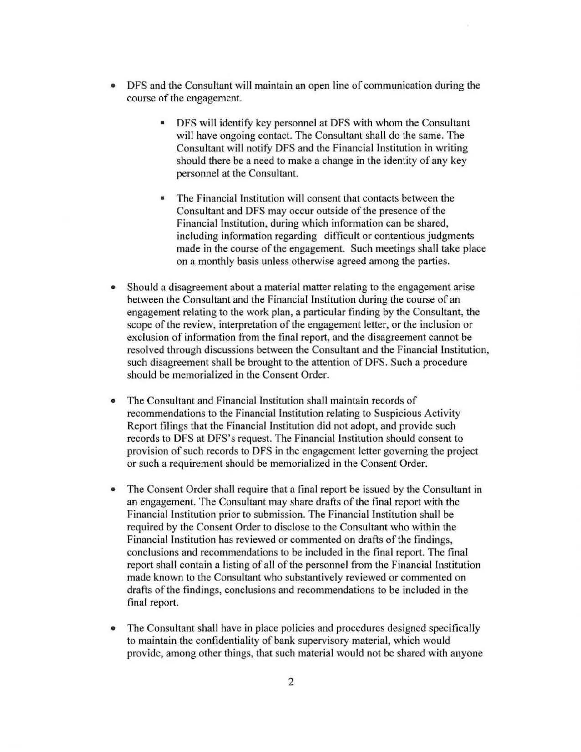- DFS and the Consultant will maintain an open line of communication during the course of the engagement.

    - DFS will identify key personnel at DFS with whom the Consultant will have ongoing contact. The Consultant shall do the same. The Consultant will notify DFS and the Financial Institution in writing should there be a need to make a change in the identity of any key personnel at the Consultant.

    - The Financial Institution will consent that contacts between the Consultant and DFS may occur outside of the presence of the Financial Institution, during which information can be shared, including information regarding difficult or contentious judgments made in the course of the engagement. Such meetings shall take place on a monthly basis unless otherwise agreed among the parties.

- Should a disagreement about a material matter relating to the engagement arise between the Consultant and the Financial Institution during the course of an engagement relating to the work plan, a particular finding by the Consultant, the scope of the review, interpretation of the engagement letter, or the inclusion or exclusion of information from the final report, and the disagreement cannot be resolved through discussions between the Consultant and the Financial Institution, such disagreement shall be brought to the attention of DFS. Such a procedure should be memorialized in the Consent Order.

- The Consultant and Financial Institution shall maintain records of recommendations to the Financial Institution relating to Suspicious Activity Report filings that the Financial Institution did not adopt, and provide such records to DFS at DFS's request. The Financial Institution should consent to provision of such records to DFS in the engagement letter governing the project or such a requirement should be memorialized in the Consent Order.

- The Consent Order shall require that a final report be issued by the Consultant in an engagement. The Consultant may share drafts of the final report with the Financial Institution prior to submission. The Financial Institution shall be required by the Consent Order to disclose to the Consultant who within the Financial Institution has reviewed or commented on drafts of the findings, conclusions and recommendations to be included in the final report. The final report shall contain a listing of all of the personnel from the Financial Institution made known to the Consultant who substantively reviewed or commented on drafts of the findings, conclusions and recommendations to be included in the final report.

- The Consultant shall have in place policies and procedures designed specifically to maintain the confidentiality of bank supervisory material, which would provide, among other things, that such material would not be shared with anyone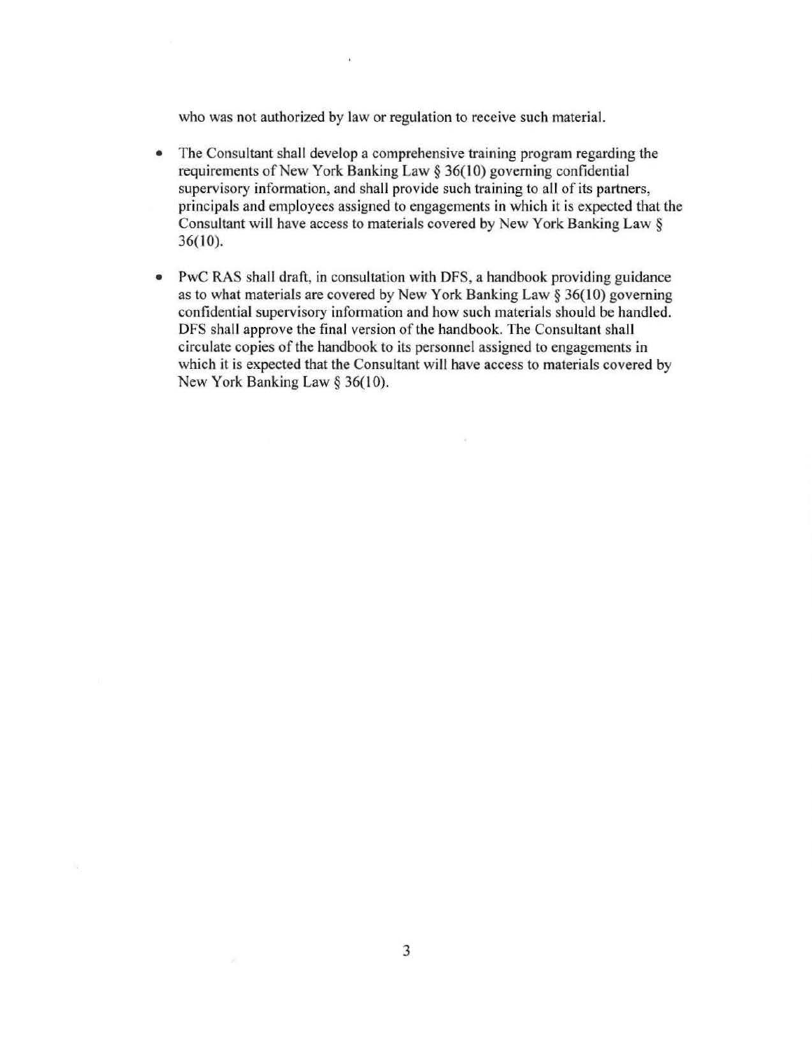who was not authorized by law or regulation to receive such material.

- The Consultant shall develop a comprehensive training program regarding the requirements of New York Banking Law § 36(10) governing confidential supervisory information, and shall provide such training to all of its partners, principals and employees assigned to engagements in which it is expected that the Consultant will have access to materials covered by New York Banking Law § 36(10).

- PwC RAS shall draft, in consultation with DFS, a handbook providing guidance as to what materials are covered by New York Banking Law § 36(10) governing confidential supervisory information and how such materials should be handled. DFS shall approve the final version of the handbook. The Consultant shall circulate copies of the handbook to its personnel assigned to engagements in which it is expected that the Consultant will have access to materials covered by New York Banking Law § 36(10).